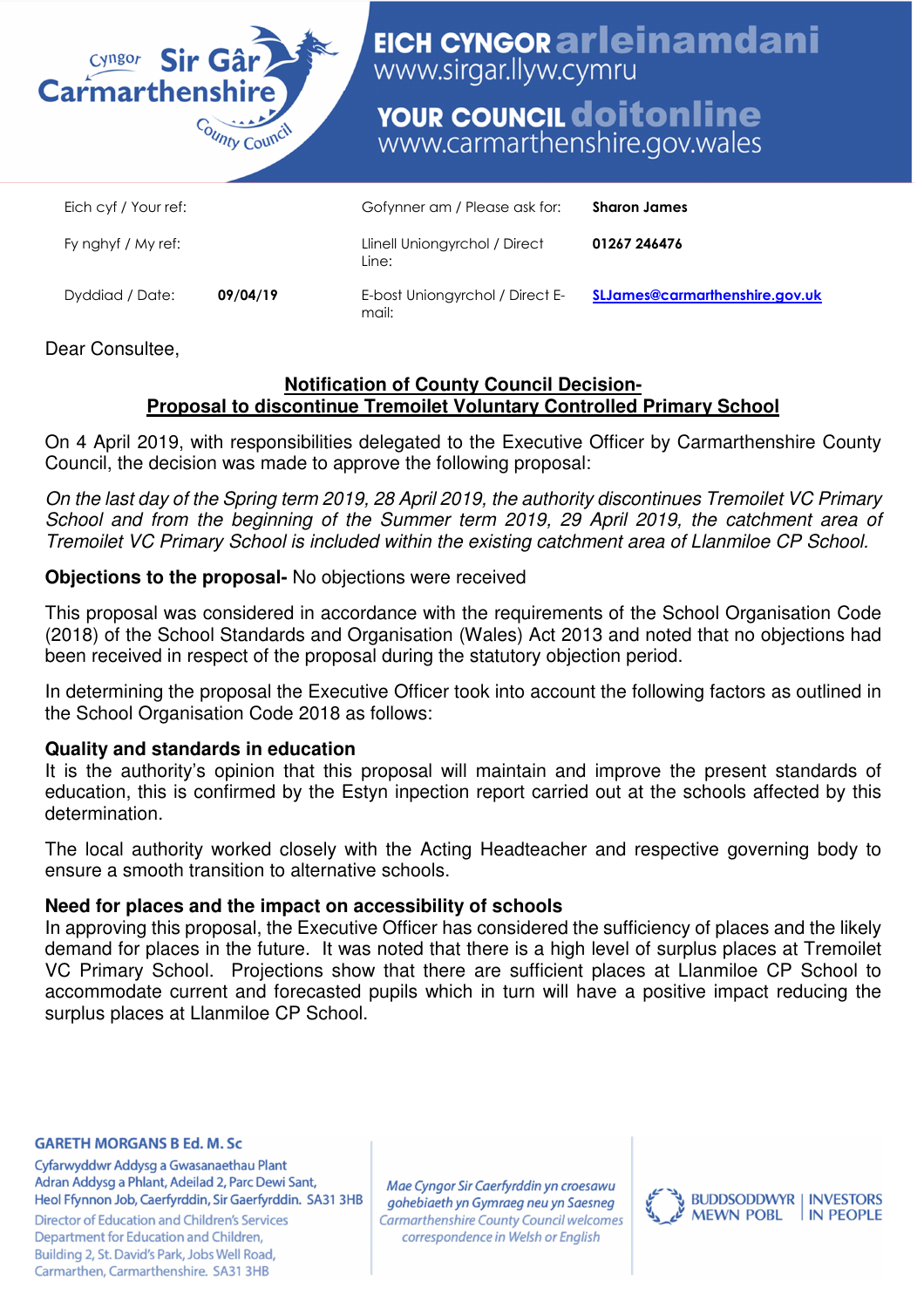Cyngor Sir Gâr Carmarthenshire County Council

**EICH CYNGOR arleinamdani**
www.sirgar.llyw.cymru

**YOUR COUNCIL doitonline**
www.carmarthenshire.gov.wales

| | | | |
|---|---|---|---|
| Eich cyf / Your ref: | | Gofynner am / Please ask for: | **Sharon James** |
| Fy nghyf / My ref: | | Llinell Uniongyrchol / Direct Line: | **01267 246476** |
| Dyddiad / Date: | **09/04/19** | E-bost Uniongyrchol / Direct E-mail: | **SLJames@carmarthenshire.gov.uk** |

Dear Consultee,

## Notification of County Council Decision- Proposal to discontinue Tremoilet Voluntary Controlled Primary School

On 4 April 2019, with responsibilities delegated to the Executive Officer by Carmarthenshire County Council, the decision was made to approve the following proposal:

*On the last day of the Spring term 2019, 28 April 2019, the authority discontinues Tremoilet VC Primary School and from the beginning of the Summer term 2019, 29 April 2019, the catchment area of Tremoilet VC Primary School is included within the existing catchment area of Llanmiloe CP School.*

**Objections to the proposal-** No objections were received

This proposal was considered in accordance with the requirements of the School Organisation Code (2018) of the School Standards and Organisation (Wales) Act 2013 and noted that no objections had been received in respect of the proposal during the statutory objection period.

In determining the proposal the Executive Officer took into account the following factors as outlined in the School Organisation Code 2018 as follows:

**Quality and standards in education**
It is the authority's opinion that this proposal will maintain and improve the present standards of education, this is confirmed by the Estyn inpection report carried out at the schools affected by this determination.

The local authority worked closely with the Acting Headteacher and respective governing body to ensure a smooth transition to alternative schools.

**Need for places and the impact on accessibility of schools**
In approving this proposal, the Executive Officer has considered the sufficiency of places and the likely demand for places in the future. It was noted that there is a high level of surplus places at Tremoilet VC Primary School. Projections show that there are sufficient places at Llanmiloe CP School to accommodate current and forecasted pupils which in turn will have a positive impact reducing the surplus places at Llanmiloe CP School.

**GARETH MORGANS B Ed. M. Sc**
Cyfarwyddwr Addysg a Gwasanaethau Plant
Adran Addysg a Phlant, Adeilad 2, Parc Dewi Sant,
Heol Ffynnon Job, Caerfyrddin, Sir Gaerfyrddin. SA31 3HB
Director of Education and Children's Services
Department for Education and Children,
Building 2, St. David's Park, Jobs Well Road,
Carmarthen, Carmarthenshire. SA31 3HB

*Mae Cyngor Sir Caerfyrddin yn croesawu gohebiaeth yn Gymraeg neu yn Saesneg*
*Carmarthenshire County Council welcomes correspondence in Welsh or English*

BUDDSODDWYR MEWN POBL | INVESTORS IN PEOPLE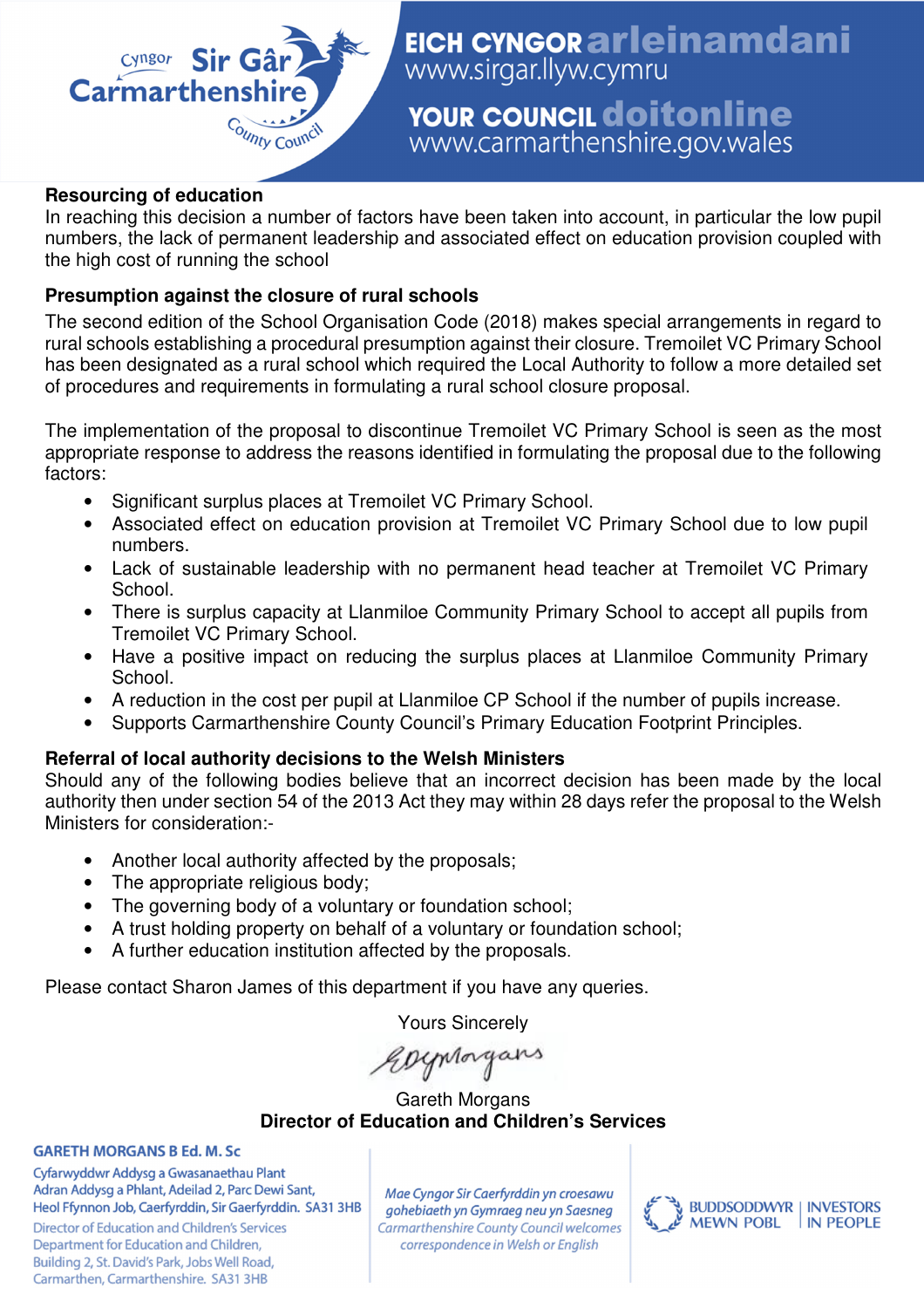## Resourcing of education

In reaching this decision a number of factors have been taken into account, in particular the low pupil numbers, the lack of permanent leadership and associated effect on education provision coupled with the high cost of running the school

## Presumption against the closure of rural schools

The second edition of the School Organisation Code (2018) makes special arrangements in regard to rural schools establishing a procedural presumption against their closure. Tremoilet VC Primary School has been designated as a rural school which required the Local Authority to follow a more detailed set of procedures and requirements in formulating a rural school closure proposal.

The implementation of the proposal to discontinue Tremoilet VC Primary School is seen as the most appropriate response to address the reasons identified in formulating the proposal due to the following factors:

- Significant surplus places at Tremoilet VC Primary School.
- Associated effect on education provision at Tremoilet VC Primary School due to low pupil numbers.
- Lack of sustainable leadership with no permanent head teacher at Tremoilet VC Primary School.
- There is surplus capacity at Llanmiloe Community Primary School to accept all pupils from Tremoilet VC Primary School.
- Have a positive impact on reducing the surplus places at Llanmiloe Community Primary School.
- A reduction in the cost per pupil at Llanmiloe CP School if the number of pupils increase.
- Supports Carmarthenshire County Council's Primary Education Footprint Principles.

## Referral of local authority decisions to the Welsh Ministers

Should any of the following bodies believe that an incorrect decision has been made by the local authority then under section 54 of the 2013 Act they may within 28 days refer the proposal to the Welsh Ministers for consideration:-

- Another local authority affected by the proposals;
- The appropriate religious body;
- The governing body of a voluntary or foundation school;
- A trust holding property on behalf of a voluntary or foundation school;
- A further education institution affected by the proposals.

Please contact Sharon James of this department if you have any queries.

Yours Sincerely

Gareth Morgans
**Director of Education and Children's Services**

**GARETH MORGANS B Ed. M. Sc**
Cyfarwyddwr Addysg a Gwasanaethau Plant
Adran Addysg a Phlant, Adeilad 2, Parc Dewi Sant,
Heol Ffynnon Job, Caerfyrddin, Sir Gaerfyrddin. SA31 3HB
Director of Education and Children's Services
Department for Education and Children,
Building 2, St. David's Park, Jobs Well Road,
Carmarthen, Carmarthenshire. SA31 3HB

*Mae Cyngor Sir Caerfyrddin yn croesawu gohebiaeth yn Gymraeg neu yn Saesneg*
*Carmarthenshire County Council welcomes correspondence in Welsh or English*

BUDDSODDWYR MEWN POBL | INVESTORS IN PEOPLE